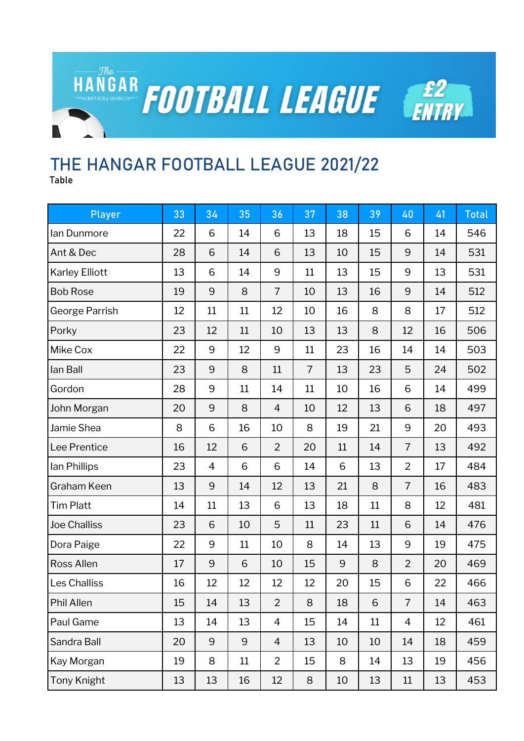# THE HANGAR FOOTBALL LEAGUE 2021/22

Table

| Player | 33 | 34 | 35 | 36 | 37 | 38 | 39 | 40 | 41 | Total |
|---|---|---|---|---|---|---|---|---|---|---|
| Ian Dunmore | 22 | 6 | 14 | 6 | 13 | 18 | 15 | 6 | 14 | 546 |
| Ant & Dec | 28 | 6 | 14 | 6 | 13 | 10 | 15 | 9 | 14 | 531 |
| Karley Elliott | 13 | 6 | 14 | 9 | 11 | 13 | 15 | 9 | 13 | 531 |
| Bob Rose | 19 | 9 | 8 | 7 | 10 | 13 | 16 | 9 | 14 | 512 |
| George Parrish | 12 | 11 | 11 | 12 | 10 | 16 | 8 | 8 | 17 | 512 |
| Porky | 23 | 12 | 11 | 10 | 13 | 13 | 8 | 12 | 16 | 506 |
| Mike Cox | 22 | 9 | 12 | 9 | 11 | 23 | 16 | 14 | 14 | 503 |
| Ian Ball | 23 | 9 | 8 | 11 | 7 | 13 | 23 | 5 | 24 | 502 |
| Gordon | 28 | 9 | 11 | 14 | 11 | 10 | 16 | 6 | 14 | 499 |
| John Morgan | 20 | 9 | 8 | 4 | 10 | 12 | 13 | 6 | 18 | 497 |
| Jamie Shea | 8 | 6 | 16 | 10 | 8 | 19 | 21 | 9 | 20 | 493 |
| Lee Prentice | 16 | 12 | 6 | 2 | 20 | 11 | 14 | 7 | 13 | 492 |
| Ian Phillips | 23 | 4 | 6 | 6 | 14 | 6 | 13 | 2 | 17 | 484 |
| Graham Keen | 13 | 9 | 14 | 12 | 13 | 21 | 8 | 7 | 16 | 483 |
| Tim Platt | 14 | 11 | 13 | 6 | 13 | 18 | 11 | 8 | 12 | 481 |
| Joe Challiss | 23 | 6 | 10 | 5 | 11 | 23 | 11 | 6 | 14 | 476 |
| Dora Paige | 22 | 9 | 11 | 10 | 8 | 14 | 13 | 9 | 19 | 475 |
| Ross Allen | 17 | 9 | 6 | 10 | 15 | 9 | 8 | 2 | 20 | 469 |
| Les Challiss | 16 | 12 | 12 | 12 | 12 | 20 | 15 | 6 | 22 | 466 |
| Phil Allen | 15 | 14 | 13 | 2 | 8 | 18 | 6 | 7 | 14 | 463 |
| Paul Game | 13 | 14 | 13 | 4 | 15 | 14 | 11 | 4 | 12 | 461 |
| Sandra Ball | 20 | 9 | 9 | 4 | 13 | 10 | 10 | 14 | 18 | 459 |
| Kay Morgan | 19 | 8 | 11 | 2 | 15 | 8 | 14 | 13 | 19 | 456 |
| Tony Knight | 13 | 13 | 16 | 12 | 8 | 10 | 13 | 11 | 13 | 453 |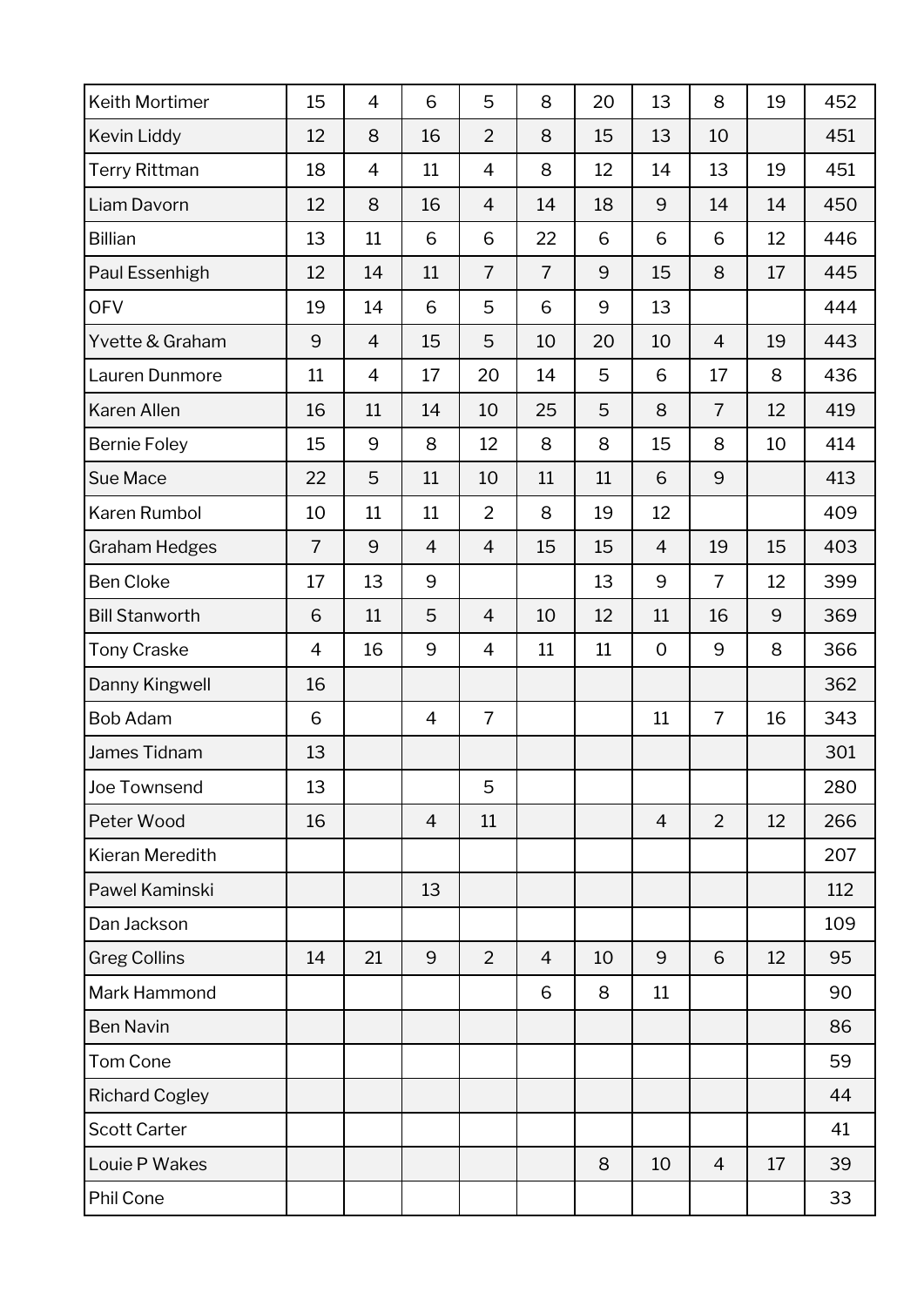| | | | | | | | | | |
|---|---|---|---|---|---|---|---|---|---|
| Keith Mortimer | 15 | 4 | 6 | 5 | 8 | 20 | 13 | 8 | 19 | 452 |
| Kevin Liddy | 12 | 8 | 16 | 2 | 8 | 15 | 13 | 10 | | 451 |
| Terry Rittman | 18 | 4 | 11 | 4 | 8 | 12 | 14 | 13 | 19 | 451 |
| Liam Davorn | 12 | 8 | 16 | 4 | 14 | 18 | 9 | 14 | 14 | 450 |
| Billian | 13 | 11 | 6 | 6 | 22 | 6 | 6 | 6 | 12 | 446 |
| Paul Essenhigh | 12 | 14 | 11 | 7 | 7 | 9 | 15 | 8 | 17 | 445 |
| OFV | 19 | 14 | 6 | 5 | 6 | 9 | 13 | | | 444 |
| Yvette & Graham | 9 | 4 | 15 | 5 | 10 | 20 | 10 | 4 | 19 | 443 |
| Lauren Dunmore | 11 | 4 | 17 | 20 | 14 | 5 | 6 | 17 | 8 | 436 |
| Karen Allen | 16 | 11 | 14 | 10 | 25 | 5 | 8 | 7 | 12 | 419 |
| Bernie Foley | 15 | 9 | 8 | 12 | 8 | 8 | 15 | 8 | 10 | 414 |
| Sue Mace | 22 | 5 | 11 | 10 | 11 | 11 | 6 | 9 | | 413 |
| Karen Rumbol | 10 | 11 | 11 | 2 | 8 | 19 | 12 | | | 409 |
| Graham Hedges | 7 | 9 | 4 | 4 | 15 | 15 | 4 | 19 | 15 | 403 |
| Ben Cloke | 17 | 13 | 9 | | | 13 | 9 | 7 | 12 | 399 |
| Bill Stanworth | 6 | 11 | 5 | 4 | 10 | 12 | 11 | 16 | 9 | 369 |
| Tony Craske | 4 | 16 | 9 | 4 | 11 | 11 | 0 | 9 | 8 | 366 |
| Danny Kingwell | 16 | | | | | | | | | 362 |
| Bob Adam | 6 | | 4 | 7 | | | 11 | 7 | 16 | 343 |
| James Tidnam | 13 | | | | | | | | | 301 |
| Joe Townsend | 13 | | | 5 | | | | | | 280 |
| Peter Wood | 16 | | 4 | 11 | | | 4 | 2 | 12 | 266 |
| Kieran Meredith | | | | | | | | | | 207 |
| Pawel Kaminski | | | 13 | | | | | | | 112 |
| Dan Jackson | | | | | | | | | | 109 |
| Greg Collins | 14 | 21 | 9 | 2 | 4 | 10 | 9 | 6 | 12 | 95 |
| Mark Hammond | | | | | 6 | 8 | 11 | | | 90 |
| Ben Navin | | | | | | | | | | 86 |
| Tom Cone | | | | | | | | | | 59 |
| Richard Cogley | | | | | | | | | | 44 |
| Scott Carter | | | | | | | | | | 41 |
| Louie P Wakes | | | | | | 8 | 10 | 4 | 17 | 39 |
| Phil Cone | | | | | | | | | | 33 |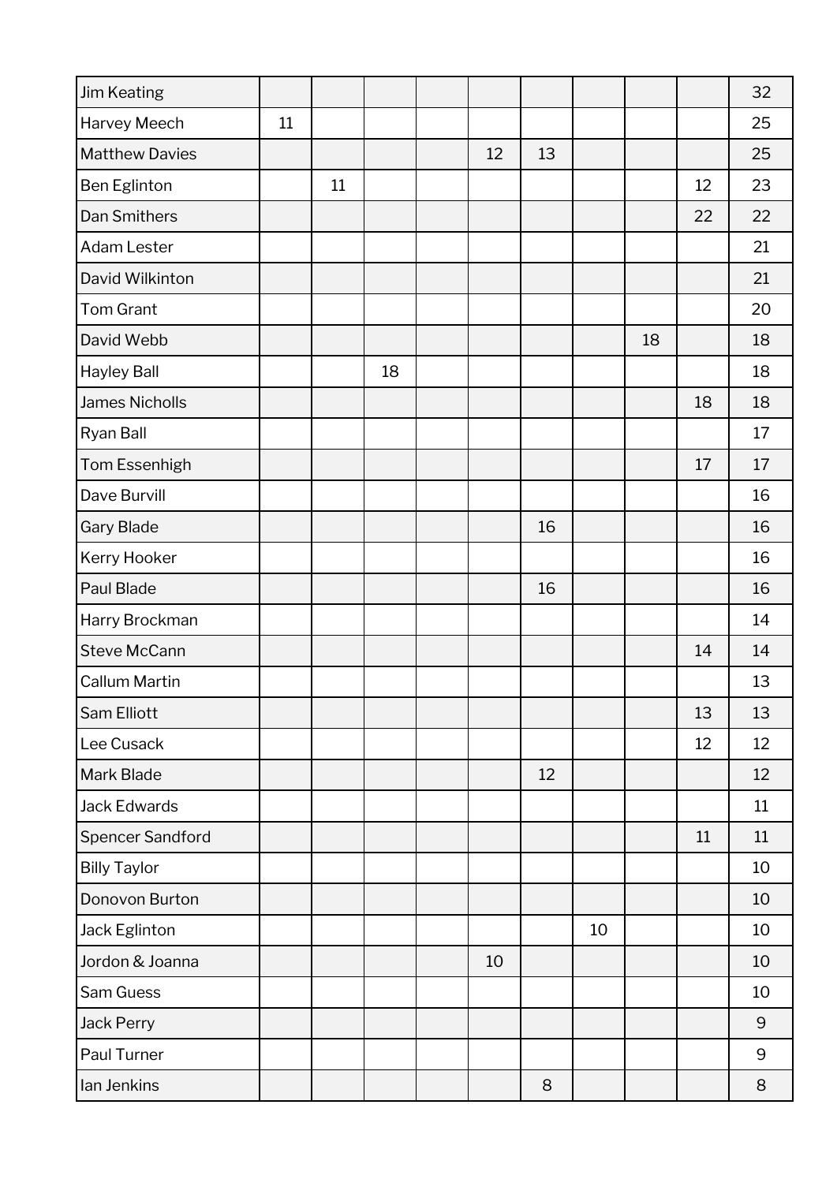| Jim Keating | | | | | | | | | | 32 |
|---|---|---|---|---|---|---|---|---|---|---|
| Harvey Meech | 11 | | | | | | | | | 25 |
| Matthew Davies | | | | | 12 | 13 | | | | 25 |
| Ben Eglinton | | 11 | | | | | | | 12 | 23 |
| Dan Smithers | | | | | | | | | 22 | 22 |
| Adam Lester | | | | | | | | | | 21 |
| David Wilkinton | | | | | | | | | | 21 |
| Tom Grant | | | | | | | | | | 20 |
| David Webb | | | | | | | | 18 | | 18 |
| Hayley Ball | | | 18 | | | | | | | 18 |
| James Nicholls | | | | | | | | | 18 | 18 |
| Ryan Ball | | | | | | | | | | 17 |
| Tom Essenhigh | | | | | | | | | 17 | 17 |
| Dave Burvill | | | | | | | | | | 16 |
| Gary Blade | | | | | | 16 | | | | 16 |
| Kerry Hooker | | | | | | | | | | 16 |
| Paul Blade | | | | | | 16 | | | | 16 |
| Harry Brockman | | | | | | | | | | 14 |
| Steve McCann | | | | | | | | | 14 | 14 |
| Callum Martin | | | | | | | | | | 13 |
| Sam Elliott | | | | | | | | | 13 | 13 |
| Lee Cusack | | | | | | | | | 12 | 12 |
| Mark Blade | | | | | | 12 | | | | 12 |
| Jack Edwards | | | | | | | | | | 11 |
| Spencer Sandford | | | | | | | | | 11 | 11 |
| Billy Taylor | | | | | | | | | | 10 |
| Donovon Burton | | | | | | | | | | 10 |
| Jack Eglinton | | | | | | | 10 | | | 10 |
| Jordon & Joanna | | | | | 10 | | | | | 10 |
| Sam Guess | | | | | | | | | | 10 |
| Jack Perry | | | | | | | | | | 9 |
| Paul Turner | | | | | | | | | | 9 |
| Ian Jenkins | | | | | | 8 | | | | 8 |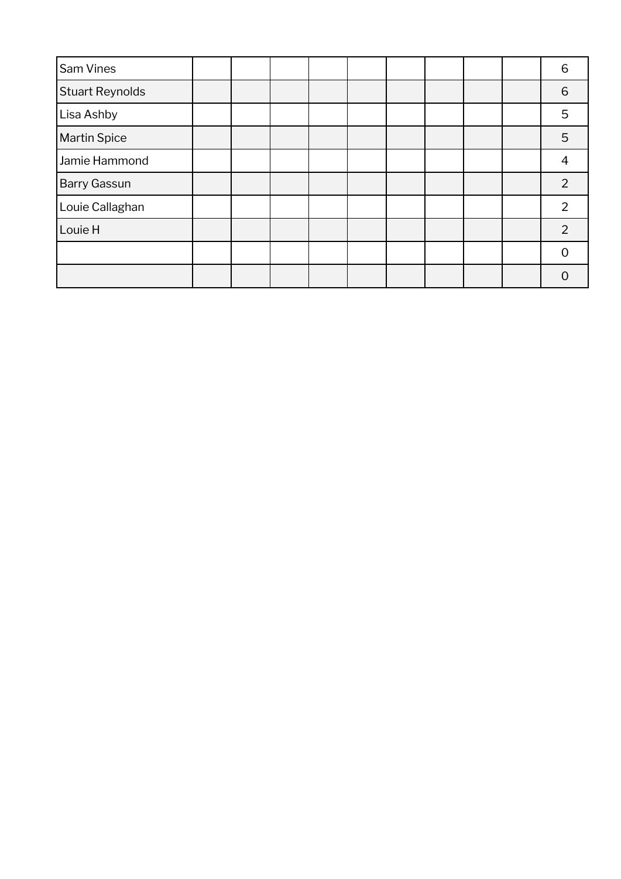| | | | | | | | | | | |
|---|---|---|---|---|---|---|---|---|---|---|
| Sam Vines | | | | | | | | | | 6 |
| Stuart Reynolds | | | | | | | | | | 6 |
| Lisa Ashby | | | | | | | | | | 5 |
| Martin Spice | | | | | | | | | | 5 |
| Jamie Hammond | | | | | | | | | | 4 |
| Barry Gassun | | | | | | | | | | 2 |
| Louie Callaghan | | | | | | | | | | 2 |
| Louie H | | | | | | | | | | 2 |
| | | | | | | | | | | 0 |
| | | | | | | | | | | 0 |